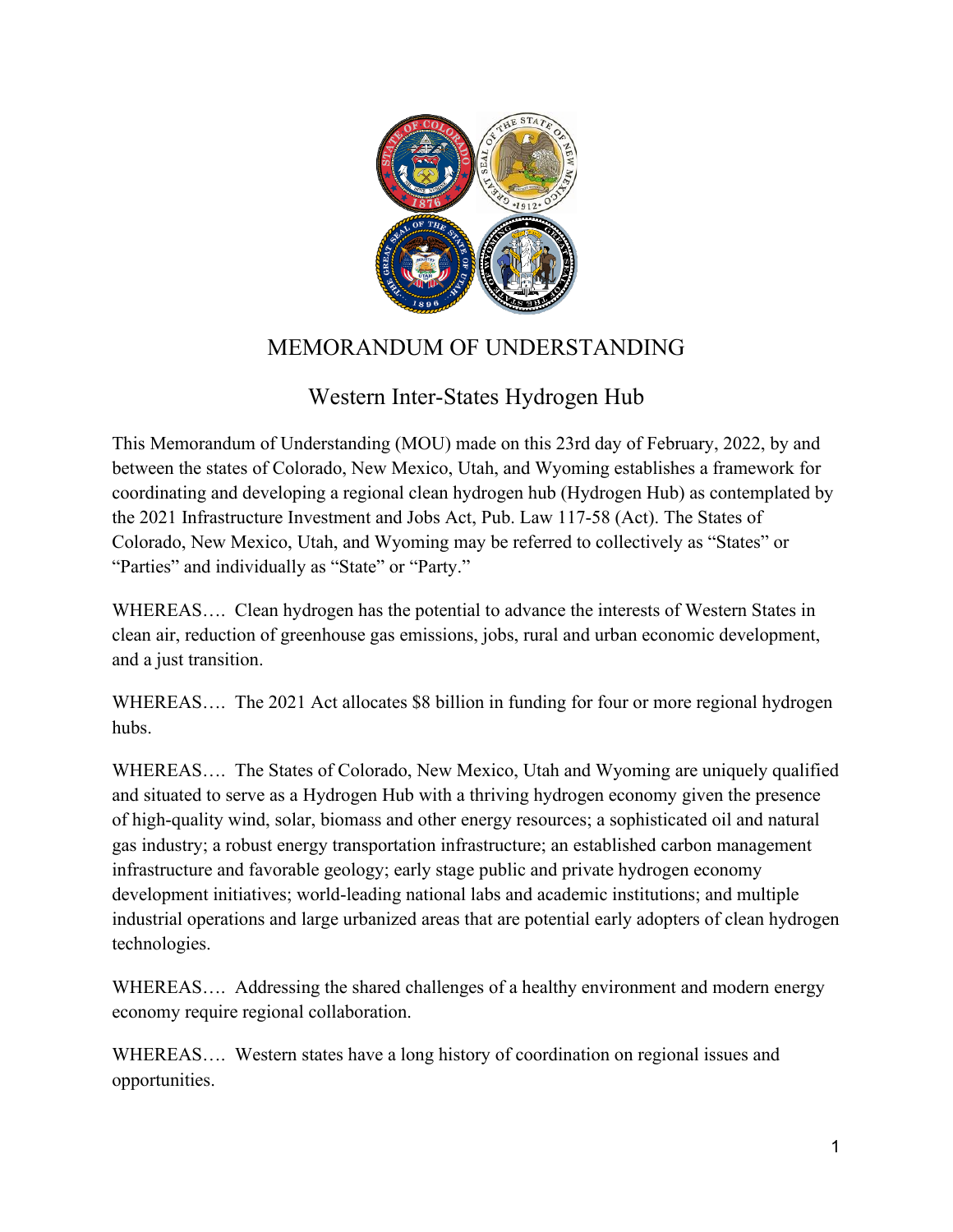# MEMORANDUM OF UNDERSTANDING

## Western Inter-States Hydrogen Hub

This Memorandum of Understanding (MOU) made on this 23rd day of February, 2022, by and between the states of Colorado, New Mexico, Utah, and Wyoming establishes a framework for coordinating and developing a regional clean hydrogen hub (Hydrogen Hub) as contemplated by the 2021 Infrastructure Investment and Jobs Act, Pub. Law 117-58 (Act). The States of Colorado, New Mexico, Utah, and Wyoming may be referred to collectively as "States" or "Parties" and individually as "State" or "Party."

WHEREAS…. Clean hydrogen has the potential to advance the interests of Western States in clean air, reduction of greenhouse gas emissions, jobs, rural and urban economic development, and a just transition.

WHEREAS…. The 2021 Act allocates $8 billion in funding for four or more regional hydrogen hubs.

WHEREAS…. The States of Colorado, New Mexico, Utah and Wyoming are uniquely qualified and situated to serve as a Hydrogen Hub with a thriving hydrogen economy given the presence of high-quality wind, solar, biomass and other energy resources; a sophisticated oil and natural gas industry; a robust energy transportation infrastructure; an established carbon management infrastructure and favorable geology; early stage public and private hydrogen economy development initiatives; world-leading national labs and academic institutions; and multiple industrial operations and large urbanized areas that are potential early adopters of clean hydrogen technologies.

WHEREAS…. Addressing the shared challenges of a healthy environment and modern energy economy require regional collaboration.

WHEREAS…. Western states have a long history of coordination on regional issues and opportunities.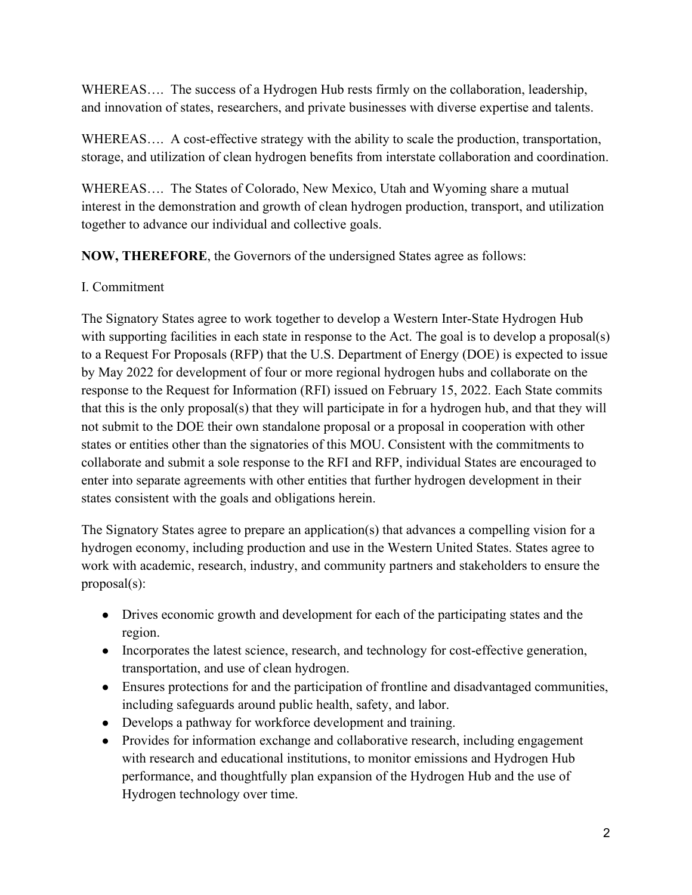WHEREAS…. The success of a Hydrogen Hub rests firmly on the collaboration, leadership, and innovation of states, researchers, and private businesses with diverse expertise and talents.

WHEREAS…. A cost-effective strategy with the ability to scale the production, transportation, storage, and utilization of clean hydrogen benefits from interstate collaboration and coordination.

WHEREAS…. The States of Colorado, New Mexico, Utah and Wyoming share a mutual interest in the demonstration and growth of clean hydrogen production, transport, and utilization together to advance our individual and collective goals.

**NOW, THEREFORE**, the Governors of the undersigned States agree as follows:

I. Commitment

The Signatory States agree to work together to develop a Western Inter-State Hydrogen Hub with supporting facilities in each state in response to the Act. The goal is to develop a proposal(s) to a Request For Proposals (RFP) that the U.S. Department of Energy (DOE) is expected to issue by May 2022 for development of four or more regional hydrogen hubs and collaborate on the response to the Request for Information (RFI) issued on February 15, 2022. Each State commits that this is the only proposal(s) that they will participate in for a hydrogen hub, and that they will not submit to the DOE their own standalone proposal or a proposal in cooperation with other states or entities other than the signatories of this MOU. Consistent with the commitments to collaborate and submit a sole response to the RFI and RFP, individual States are encouraged to enter into separate agreements with other entities that further hydrogen development in their states consistent with the goals and obligations herein.

The Signatory States agree to prepare an application(s) that advances a compelling vision for a hydrogen economy, including production and use in the Western United States. States agree to work with academic, research, industry, and community partners and stakeholders to ensure the proposal(s):

- Drives economic growth and development for each of the participating states and the region.
- Incorporates the latest science, research, and technology for cost-effective generation, transportation, and use of clean hydrogen.
- Ensures protections for and the participation of frontline and disadvantaged communities, including safeguards around public health, safety, and labor.
- Develops a pathway for workforce development and training.
- Provides for information exchange and collaborative research, including engagement with research and educational institutions, to monitor emissions and Hydrogen Hub performance, and thoughtfully plan expansion of the Hydrogen Hub and the use of Hydrogen technology over time.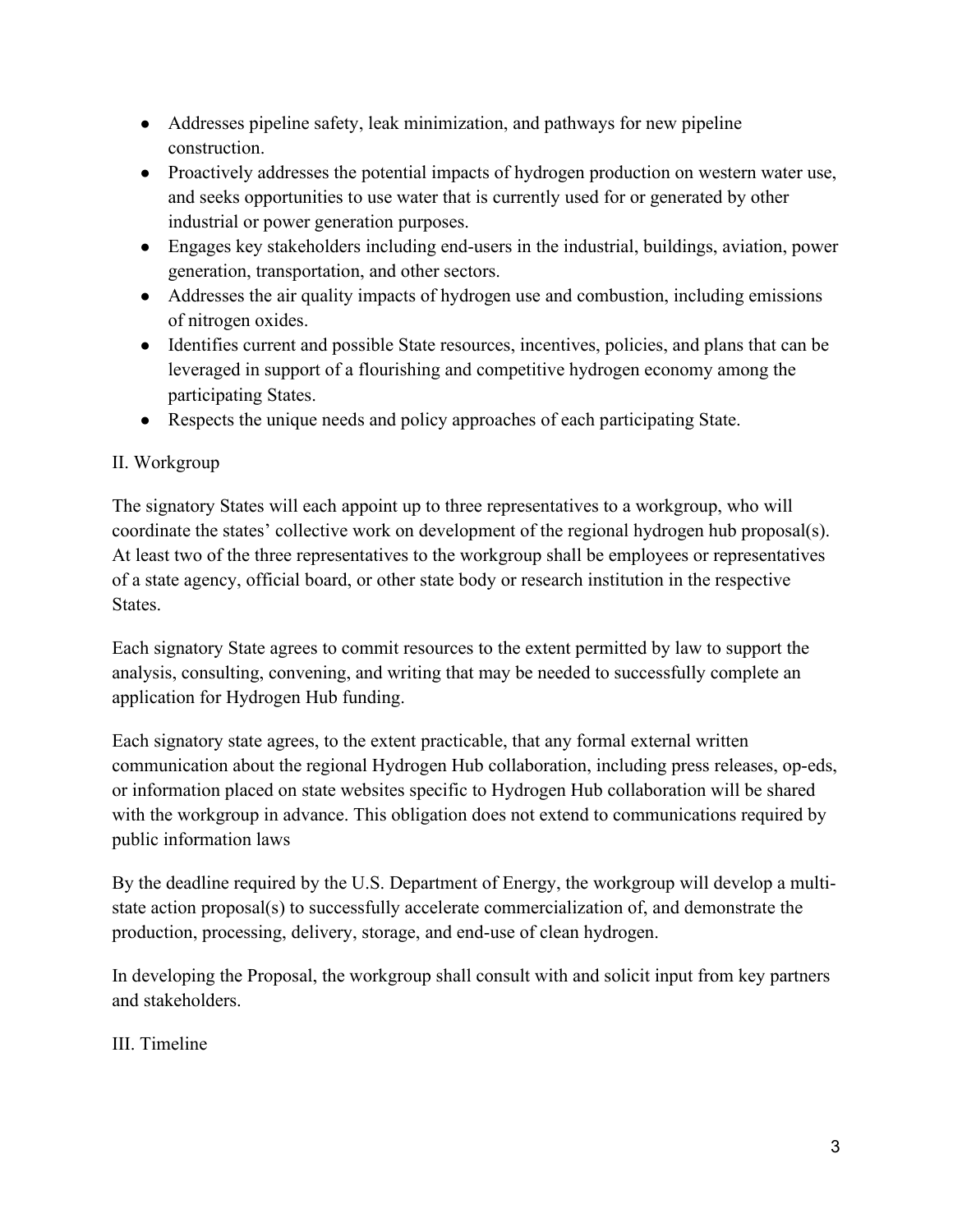- Addresses pipeline safety, leak minimization, and pathways for new pipeline construction.
- Proactively addresses the potential impacts of hydrogen production on western water use, and seeks opportunities to use water that is currently used for or generated by other industrial or power generation purposes.
- Engages key stakeholders including end-users in the industrial, buildings, aviation, power generation, transportation, and other sectors.
- Addresses the air quality impacts of hydrogen use and combustion, including emissions of nitrogen oxides.
- Identifies current and possible State resources, incentives, policies, and plans that can be leveraged in support of a flourishing and competitive hydrogen economy among the participating States.
- Respects the unique needs and policy approaches of each participating State.

## II. Workgroup

The signatory States will each appoint up to three representatives to a workgroup, who will coordinate the states' collective work on development of the regional hydrogen hub proposal(s). At least two of the three representatives to the workgroup shall be employees or representatives of a state agency, official board, or other state body or research institution in the respective States.

Each signatory State agrees to commit resources to the extent permitted by law to support the analysis, consulting, convening, and writing that may be needed to successfully complete an application for Hydrogen Hub funding.

Each signatory state agrees, to the extent practicable, that any formal external written communication about the regional Hydrogen Hub collaboration, including press releases, op-eds, or information placed on state websites specific to Hydrogen Hub collaboration will be shared with the workgroup in advance. This obligation does not extend to communications required by public information laws

By the deadline required by the U.S. Department of Energy, the workgroup will develop a multi-state action proposal(s) to successfully accelerate commercialization of, and demonstrate the production, processing, delivery, storage, and end-use of clean hydrogen.

In developing the Proposal, the workgroup shall consult with and solicit input from key partners and stakeholders.

## III. Timeline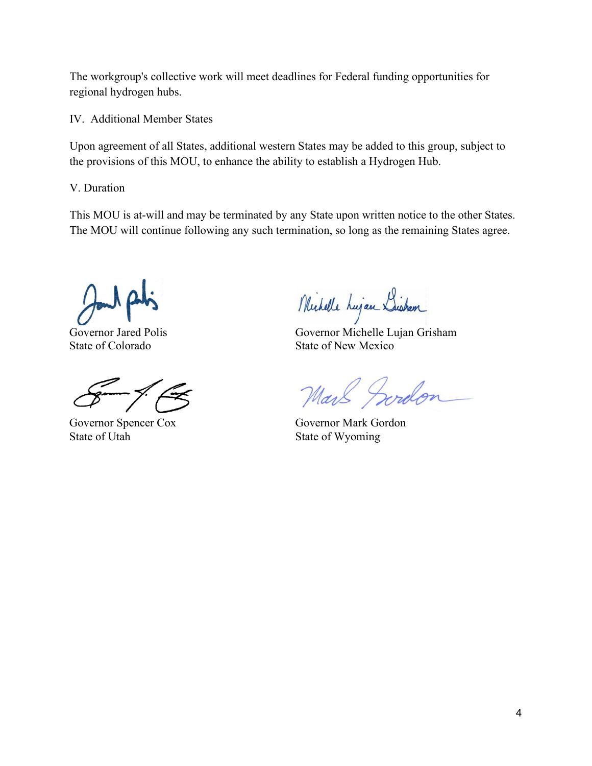The workgroup's collective work will meet deadlines for Federal funding opportunities for regional hydrogen hubs.

## IV. Additional Member States

Upon agreement of all States, additional western States may be added to this group, subject to the provisions of this MOU, to enhance the ability to establish a Hydrogen Hub.

## V. Duration

This MOU is at-will and may be terminated by any State upon written notice to the other States. The MOU will continue following any such termination, so long as the remaining States agree.

Governor Jared Polis
State of Colorado

Governor Michelle Lujan Grisham
State of New Mexico

Governor Spencer Cox
State of Utah

Governor Mark Gordon
State of Wyoming